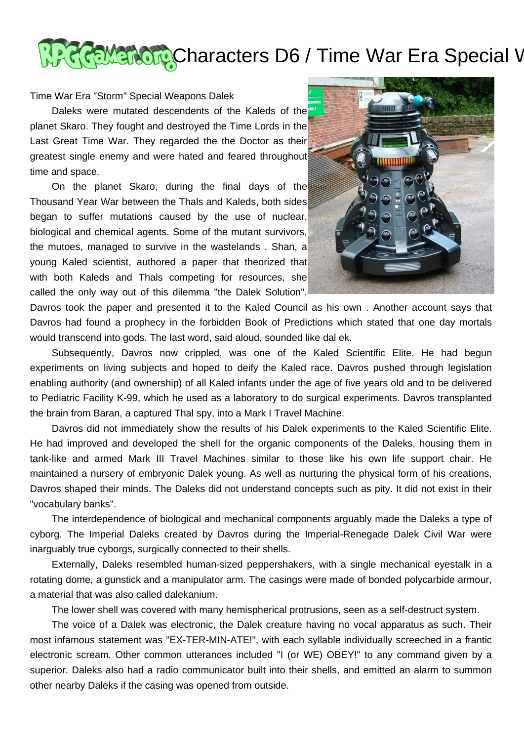# Characters D6 / Time War Era Special W

Time War Era "Storm" Special Weapons Dalek

Daleks were mutated descendents of the Kaleds of the planet Skaro. They fought and destroyed the Time Lords in the Last Great Time War. They regarded the the Doctor as their greatest single enemy and were hated and feared throughout time and space.

On the planet Skaro, during the final days of the Thousand Year War between the Thals and Kaleds, both sides began to suffer mutations caused by the use of nuclear, biological and chemical agents. Some of the mutant survivors, the mutoes, managed to survive in the wastelands . Shan, a young Kaled scientist, authored a paper that theorized that with both Kaleds and Thals competing for resources, she called the only way out of this dilemma "the Dalek Solution". Davros took the paper and presented it to the Kaled Council as his own . Another account says that Davros had found a prophecy in the forbidden Book of Predictions which stated that one day mortals would transcend into gods. The last word, said aloud, sounded like dal ek.

Subsequently, Davros now crippled, was one of the Kaled Scientific Elite. He had begun experiments on living subjects and hoped to deify the Kaled race. Davros pushed through legislation enabling authority (and ownership) of all Kaled infants under the age of five years old and to be delivered to Pediatric Facility K-99, which he used as a laboratory to do surgical experiments. Davros transplanted the brain from Baran, a captured Thal spy, into a Mark I Travel Machine.

Davros did not immediately show the results of his Dalek experiments to the Kaled Scientific Elite. He had improved and developed the shell for the organic components of the Daleks, housing them in tank-like and armed Mark III Travel Machines similar to those like his own life support chair. He maintained a nursery of embryonic Dalek young. As well as nurturing the physical form of his creations, Davros shaped their minds. The Daleks did not understand concepts such as pity. It did not exist in their "vocabulary banks".

The interdependence of biological and mechanical components arguably made the Daleks a type of cyborg. The Imperial Daleks created by Davros during the Imperial-Renegade Dalek Civil War were inarguably true cyborgs, surgically connected to their shells.

Externally, Daleks resembled human-sized peppershakers, with a single mechanical eyestalk in a rotating dome, a gunstick and a manipulator arm. The casings were made of bonded polycarbide armour, a material that was also called dalekanium.

The lower shell was covered with many hemispherical protrusions, seen as a self-destruct system.

The voice of a Dalek was electronic, the Dalek creature having no vocal apparatus as such. Their most infamous statement was "EX-TER-MIN-ATE!", with each syllable individually screeched in a frantic electronic scream. Other common utterances included "I (or WE) OBEY!" to any command given by a superior. Daleks also had a radio communicator built into their shells, and emitted an alarm to summon other nearby Daleks if the casing was opened from outside.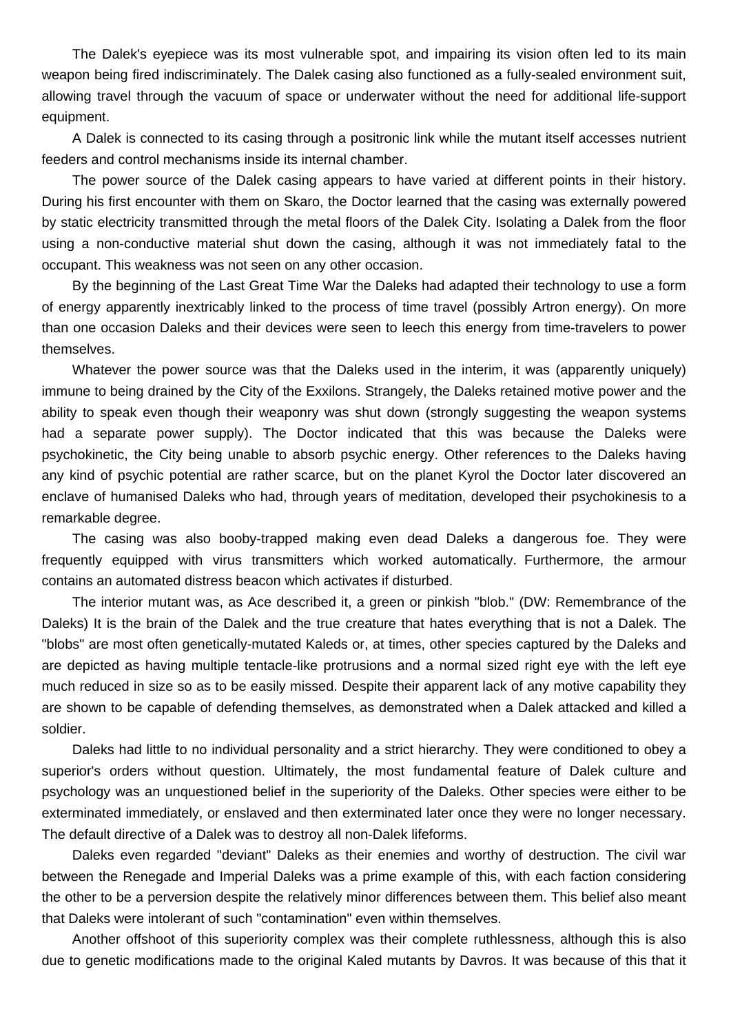The Dalek's eyepiece was its most vulnerable spot, and impairing its vision often led to its main weapon being fired indiscriminately. The Dalek casing also functioned as a fully-sealed environment suit, allowing travel through the vacuum of space or underwater without the need for additional life-support equipment.

A Dalek is connected to its casing through a positronic link while the mutant itself accesses nutrient feeders and control mechanisms inside its internal chamber.

The power source of the Dalek casing appears to have varied at different points in their history. During his first encounter with them on Skaro, the Doctor learned that the casing was externally powered by static electricity transmitted through the metal floors of the Dalek City. Isolating a Dalek from the floor using a non-conductive material shut down the casing, although it was not immediately fatal to the occupant. This weakness was not seen on any other occasion.

By the beginning of the Last Great Time War the Daleks had adapted their technology to use a form of energy apparently inextricably linked to the process of time travel (possibly Artron energy). On more than one occasion Daleks and their devices were seen to leech this energy from time-travelers to power themselves.

Whatever the power source was that the Daleks used in the interim, it was (apparently uniquely) immune to being drained by the City of the Exxilons. Strangely, the Daleks retained motive power and the ability to speak even though their weaponry was shut down (strongly suggesting the weapon systems had a separate power supply). The Doctor indicated that this was because the Daleks were psychokinetic, the City being unable to absorb psychic energy. Other references to the Daleks having any kind of psychic potential are rather scarce, but on the planet Kyrol the Doctor later discovered an enclave of humanised Daleks who had, through years of meditation, developed their psychokinesis to a remarkable degree.

The casing was also booby-trapped making even dead Daleks a dangerous foe. They were frequently equipped with virus transmitters which worked automatically. Furthermore, the armour contains an automated distress beacon which activates if disturbed.

The interior mutant was, as Ace described it, a green or pinkish "blob." (DW: Remembrance of the Daleks) It is the brain of the Dalek and the true creature that hates everything that is not a Dalek. The "blobs" are most often genetically-mutated Kaleds or, at times, other species captured by the Daleks and are depicted as having multiple tentacle-like protrusions and a normal sized right eye with the left eye much reduced in size so as to be easily missed. Despite their apparent lack of any motive capability they are shown to be capable of defending themselves, as demonstrated when a Dalek attacked and killed a soldier.

Daleks had little to no individual personality and a strict hierarchy. They were conditioned to obey a superior's orders without question. Ultimately, the most fundamental feature of Dalek culture and psychology was an unquestioned belief in the superiority of the Daleks. Other species were either to be exterminated immediately, or enslaved and then exterminated later once they were no longer necessary. The default directive of a Dalek was to destroy all non-Dalek lifeforms.

Daleks even regarded "deviant" Daleks as their enemies and worthy of destruction. The civil war between the Renegade and Imperial Daleks was a prime example of this, with each faction considering the other to be a perversion despite the relatively minor differences between them. This belief also meant that Daleks were intolerant of such "contamination" even within themselves.

Another offshoot of this superiority complex was their complete ruthlessness, although this is also due to genetic modifications made to the original Kaled mutants by Davros. It was because of this that it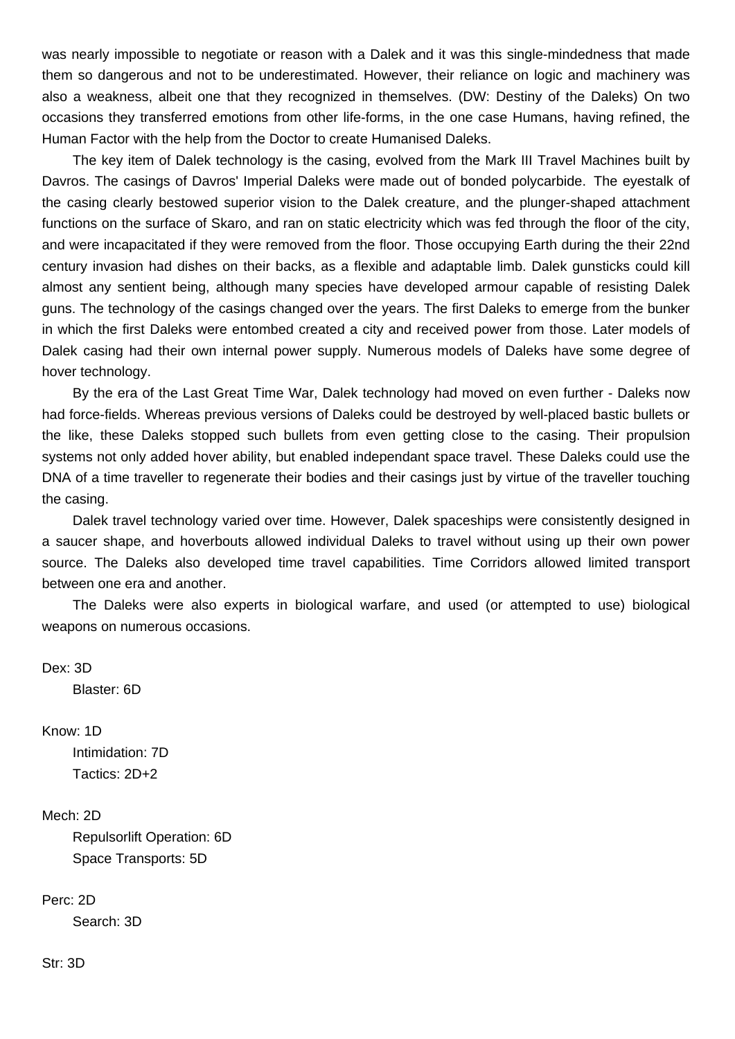was nearly impossible to negotiate or reason with a Dalek and it was this single-mindedness that made them so dangerous and not to be underestimated. However, their reliance on logic and machinery was also a weakness, albeit one that they recognized in themselves. (DW: Destiny of the Daleks) On two occasions they transferred emotions from other life-forms, in the one case Humans, having refined, the Human Factor with the help from the Doctor to create Humanised Daleks.

The key item of Dalek technology is the casing, evolved from the Mark III Travel Machines built by Davros. The casings of Davros' Imperial Daleks were made out of bonded polycarbide. The eyestalk of the casing clearly bestowed superior vision to the Dalek creature, and the plunger-shaped attachment functions on the surface of Skaro, and ran on static electricity which was fed through the floor of the city, and were incapacitated if they were removed from the floor. Those occupying Earth during the their 22nd century invasion had dishes on their backs, as a flexible and adaptable limb. Dalek gunsticks could kill almost any sentient being, although many species have developed armour capable of resisting Dalek guns. The technology of the casings changed over the years. The first Daleks to emerge from the bunker in which the first Daleks were entombed created a city and received power from those. Later models of Dalek casing had their own internal power supply. Numerous models of Daleks have some degree of hover technology.

By the era of the Last Great Time War, Dalek technology had moved on even further - Daleks now had force-fields. Whereas previous versions of Daleks could be destroyed by well-placed bastic bullets or the like, these Daleks stopped such bullets from even getting close to the casing. Their propulsion systems not only added hover ability, but enabled independant space travel. These Daleks could use the DNA of a time traveller to regenerate their bodies and their casings just by virtue of the traveller touching the casing.

Dalek travel technology varied over time. However, Dalek spaceships were consistently designed in a saucer shape, and hoverbouts allowed individual Daleks to travel without using up their own power source. The Daleks also developed time travel capabilities. Time Corridors allowed limited transport between one era and another.

The Daleks were also experts in biological warfare, and used (or attempted to use) biological weapons on numerous occasions.

Dex: 3D
  Blaster: 6D

Know: 1D
  Intimidation: 7D
  Tactics: 2D+2

Mech: 2D
  Repulsorlift Operation: 6D
  Space Transports: 5D

Perc: 2D
  Search: 3D

Str: 3D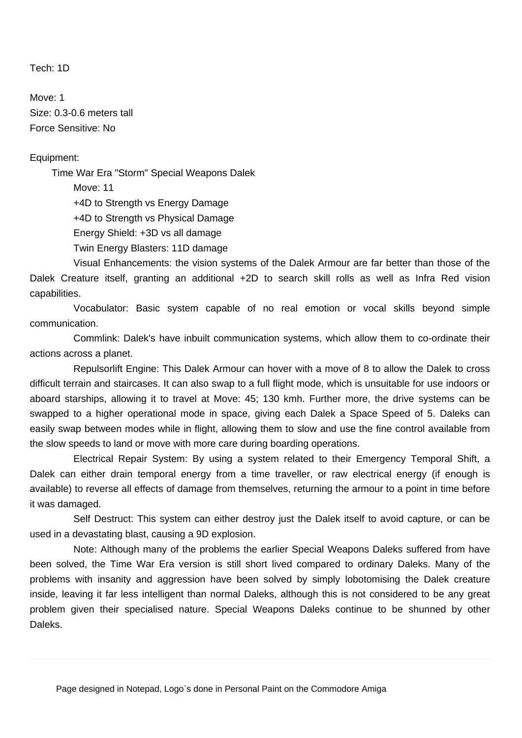Tech: 1D

Move: 1
Size: 0.3-0.6 meters tall
Force Sensitive: No

Equipment:

Time War Era "Storm" Special Weapons Dalek

Move: 11

+4D to Strength vs Energy Damage

+4D to Strength vs Physical Damage

Energy Shield: +3D vs all damage

Twin Energy Blasters: 11D damage

Visual Enhancements: the vision systems of the Dalek Armour are far better than those of the Dalek Creature itself, granting an additional +2D to search skill rolls as well as Infra Red vision capabilities.

Vocabulator: Basic system capable of no real emotion or vocal skills beyond simple communication.

Commlink: Dalek's have inbuilt communication systems, which allow them to co-ordinate their actions across a planet.

Repulsorlift Engine: This Dalek Armour can hover with a move of 8 to allow the Dalek to cross difficult terrain and staircases. It can also swap to a full flight mode, which is unsuitable for use indoors or aboard starships, allowing it to travel at Move: 45; 130 kmh. Further more, the drive systems can be swapped to a higher operational mode in space, giving each Dalek a Space Speed of 5. Daleks can easily swap between modes while in flight, allowing them to slow and use the fine control available from the slow speeds to land or move with more care during boarding operations.

Electrical Repair System: By using a system related to their Emergency Temporal Shift, a Dalek can either drain temporal energy from a time traveller, or raw electrical energy (if enough is available) to reverse all effects of damage from themselves, returning the armour to a point in time before it was damaged.

Self Destruct: This system can either destroy just the Dalek itself to avoid capture, or can be used in a devastating blast, causing a 9D explosion.

Note: Although many of the problems the earlier Special Weapons Daleks suffered from have been solved, the Time War Era version is still short lived compared to ordinary Daleks. Many of the problems with insanity and aggression have been solved by simply lobotomising the Dalek creature inside, leaving it far less intelligent than normal Daleks, although this is not considered to be any great problem given their specialised nature. Special Weapons Daleks continue to be shunned by other Daleks.

---

Page designed in Notepad, Logo`s done in Personal Paint on the Commodore Amiga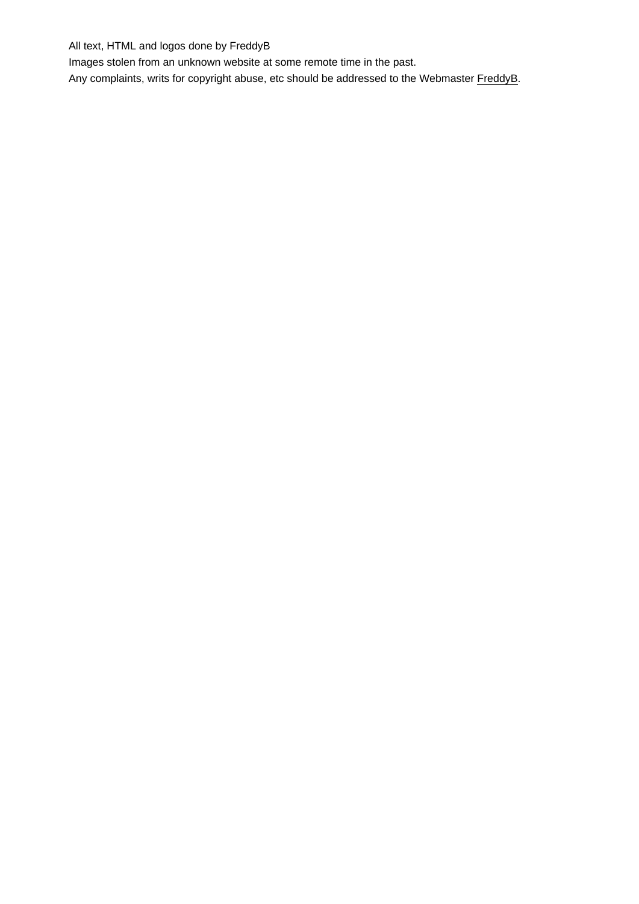All text, HTML and logos done by FreddyB

Images stolen from an unknown website at some remote time in the past.

Any complaints, writs for copyright abuse, etc should be addressed to the Webmaster FreddyB.